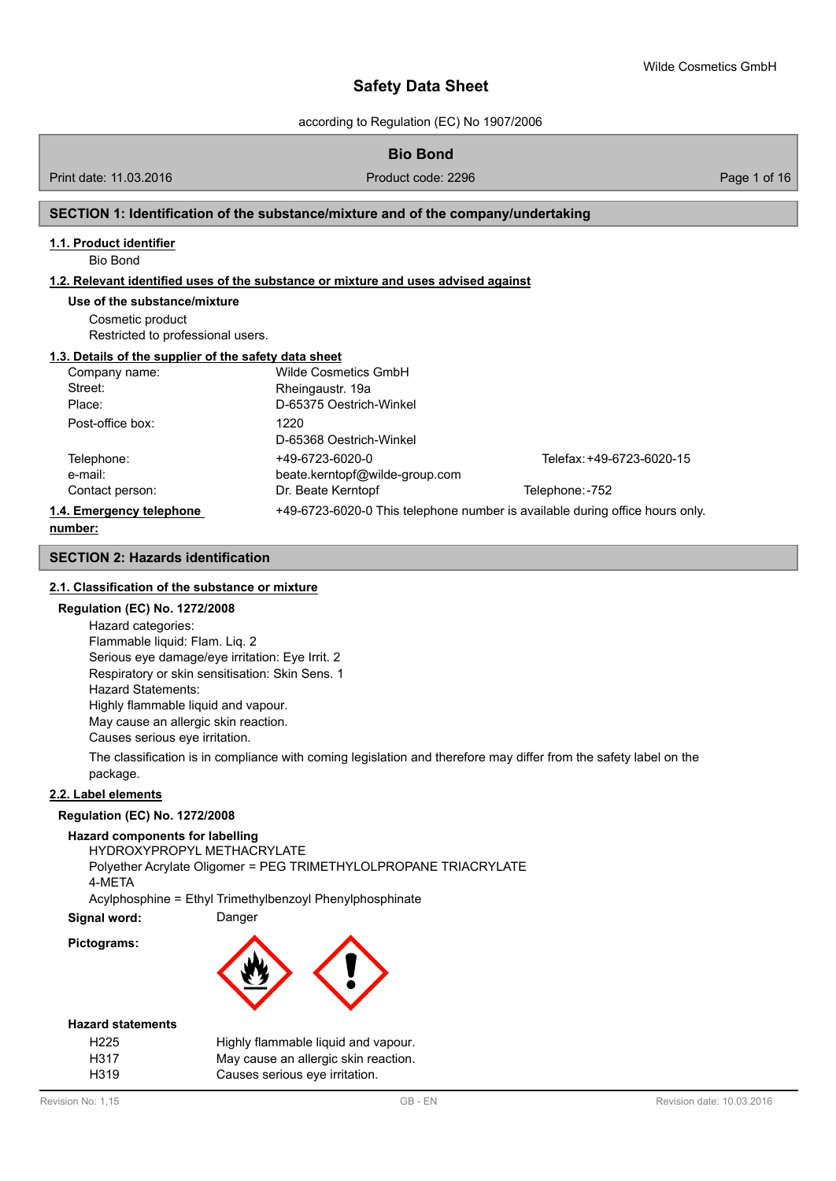Wilde Cosmetics GmbH

# Safety Data Sheet

according to Regulation (EC) No 1907/2006

## Bio Bond

Print date: 11.03.2016 | Product code: 2296

## SECTION 1: Identification of the substance/mixture and of the company/undertaking

### 1.1. Product identifier

Bio Bond

### 1.2. Relevant identified uses of the substance or mixture and uses advised against

**Use of the substance/mixture**

Cosmetic product
Restricted to professional users.

### 1.3. Details of the supplier of the safety data sheet

| | | |
|---|---|---|
| Company name: | Wilde Cosmetics GmbH | |
| Street: | Rheingaustr. 19a | |
| Place: | D-65375 Oestrich-Winkel | |
| Post-office box: | 1220<br>D-65368 Oestrich-Winkel | |
| Telephone: | +49-6723-6020-0 | Telefax: +49-6723-6020-15 |
| e-mail: | beate.kerntopf@wilde-group.com | |
| Contact person: | Dr. Beate Kerntopf | Telephone: -752 |

### 1.4. Emergency telephone number:

+49-6723-6020-0 This telephone number is available during office hours only.

## SECTION 2: Hazards identification

### 2.1. Classification of the substance or mixture

**Regulation (EC) No. 1272/2008**

Hazard categories:
Flammable liquid: Flam. Liq. 2
Serious eye damage/eye irritation: Eye Irrit. 2
Respiratory or skin sensitisation: Skin Sens. 1
Hazard Statements:
Highly flammable liquid and vapour.
May cause an allergic skin reaction.
Causes serious eye irritation.

The classification is in compliance with coming legislation and therefore may differ from the safety label on the package.

### 2.2. Label elements

**Regulation (EC) No. 1272/2008**

**Hazard components for labelling**

HYDROXYPROPYL METHACRYLATE
Polyether Acrylate Oligomer = PEG TRIMETHYLOLPROPANE TRIACRYLATE
4-META
Acylphosphine = Ethyl Trimethylbenzoyl Phenylphosphinate

**Signal word:** Danger

**Pictograms:**

**Hazard statements**

| | |
|---|---|
| H225 | Highly flammable liquid and vapour. |
| H317 | May cause an allergic skin reaction. |
| H319 | Causes serious eye irritation. |

Revision No: 1,15 | GB - EN | Revision date: 10.03.2016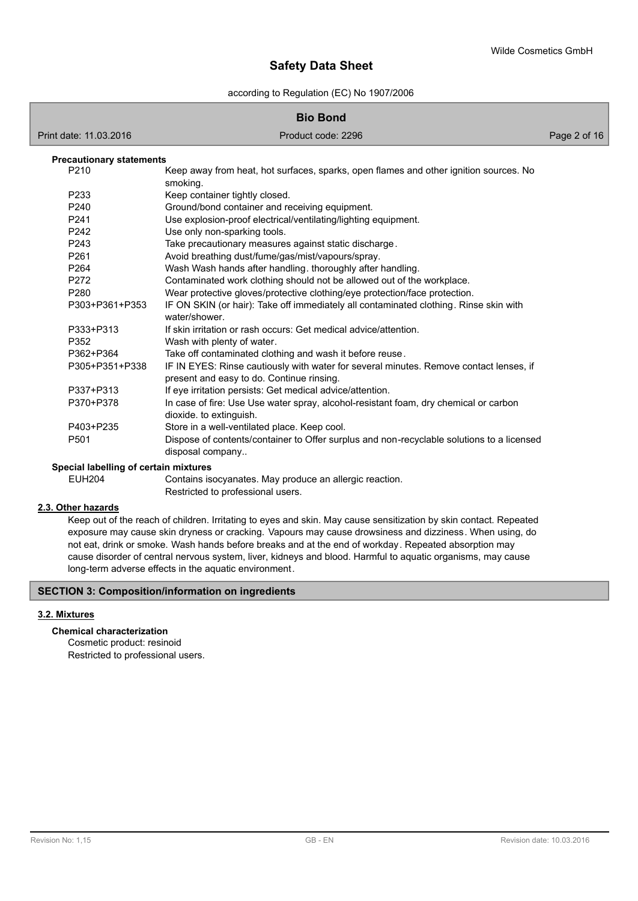**Precautionary statements**

| | |
|---|---|
| P210 | Keep away from heat, hot surfaces, sparks, open flames and other ignition sources. No smoking. |
| P233 | Keep container tightly closed. |
| P240 | Ground/bond container and receiving equipment. |
| P241 | Use explosion-proof electrical/ventilating/lighting equipment. |
| P242 | Use only non-sparking tools. |
| P243 | Take precautionary measures against static discharge. |
| P261 | Avoid breathing dust/fume/gas/mist/vapours/spray. |
| P264 | Wash Wash hands after handling. thoroughly after handling. |
| P272 | Contaminated work clothing should not be allowed out of the workplace. |
| P280 | Wear protective gloves/protective clothing/eye protection/face protection. |
| P303+P361+P353 | IF ON SKIN (or hair): Take off immediately all contaminated clothing. Rinse skin with water/shower. |
| P333+P313 | If skin irritation or rash occurs: Get medical advice/attention. |
| P352 | Wash with plenty of water. |
| P362+P364 | Take off contaminated clothing and wash it before reuse. |
| P305+P351+P338 | IF IN EYES: Rinse cautiously with water for several minutes. Remove contact lenses, if present and easy to do. Continue rinsing. |
| P337+P313 | If eye irritation persists: Get medical advice/attention. |
| P370+P378 | In case of fire: Use Use water spray, alcohol-resistant foam, dry chemical or carbon dioxide. to extinguish. |
| P403+P235 | Store in a well-ventilated place. Keep cool. |
| P501 | Dispose of contents/container to Offer surplus and non-recyclable solutions to a licensed disposal company.. |

**Special labelling of certain mixtures**

| | |
|---|---|
| EUH204 | Contains isocyanates. May produce an allergic reaction. |
| | Restricted to professional users. |

### 2.3. Other hazards

Keep out of the reach of children. Irritating to eyes and skin. May cause sensitization by skin contact. Repeated exposure may cause skin dryness or cracking. Vapours may cause drowsiness and dizziness. When using, do not eat, drink or smoke. Wash hands before breaks and at the end of workday. Repeated absorption may cause disorder of central nervous system, liver, kidneys and blood. Harmful to aquatic organisms, may cause long-term adverse effects in the aquatic environment.

## SECTION 3: Composition/information on ingredients

### 3.2. Mixtures

**Chemical characterization**

Cosmetic product: resinoid
Restricted to professional users.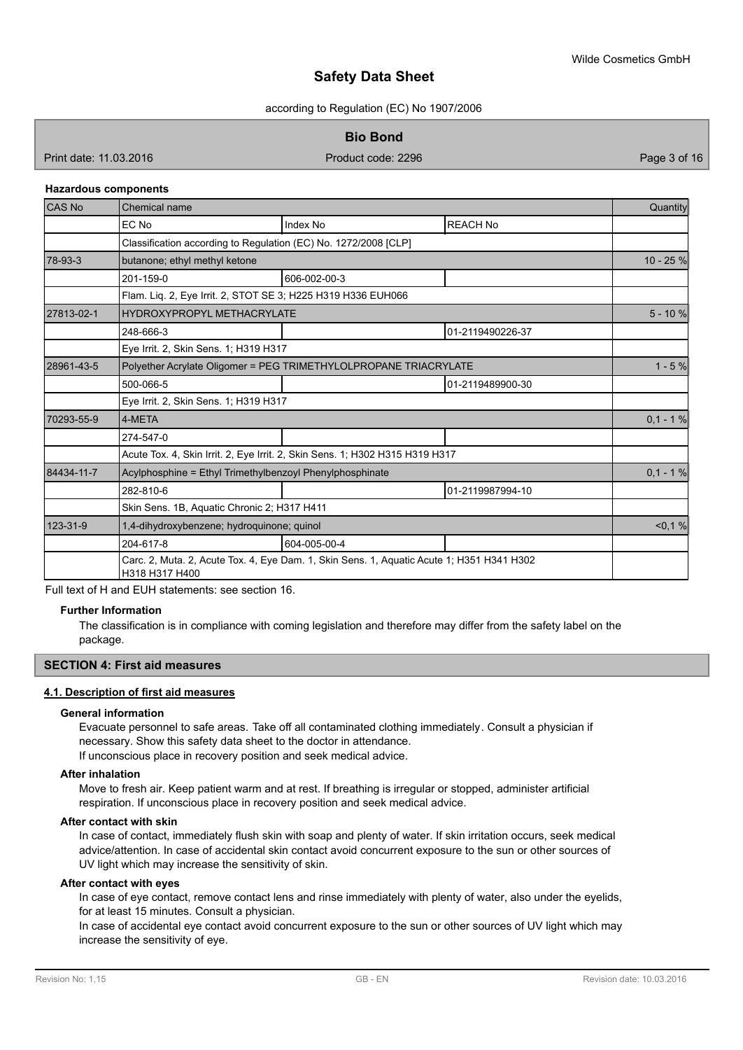#### Hazardous components

| CAS No | Chemical name | | | Quantity |
|---|---|---|---|---|
| | EC No | Index No | REACH No | |
| | Classification according to Regulation (EC) No. 1272/2008 [CLP] | | | |
| 78-93-3 | butanone; ethyl methyl ketone | | | 10 - 25 % |
| | 201-159-0 | 606-002-00-3 | | |
| | Flam. Liq. 2, Eye Irrit. 2, STOT SE 3; H225 H319 H336 EUH066 | | | |
| 27813-02-1 | HYDROXYPROPYL METHACRYLATE | | | 5 - 10 % |
| | 248-666-3 | | 01-2119490226-37 | |
| | Eye Irrit. 2, Skin Sens. 1; H319 H317 | | | |
| 28961-43-5 | Polyether Acrylate Oligomer = PEG TRIMETHYLOLPROPANE TRIACRYLATE | | | 1 - 5 % |
| | 500-066-5 | | 01-2119489900-30 | |
| | Eye Irrit. 2, Skin Sens. 1; H319 H317 | | | |
| 70293-55-9 | 4-META | | | 0,1 - 1 % |
| | 274-547-0 | | | |
| | Acute Tox. 4, Skin Irrit. 2, Eye Irrit. 2, Skin Sens. 1; H302 H315 H319 H317 | | | |
| 84434-11-7 | Acylphosphine = Ethyl Trimethylbenzoyl Phenylphosphinate | | | 0,1 - 1 % |
| | 282-810-6 | | 01-2119987994-10 | |
| | Skin Sens. 1B, Aquatic Chronic 2; H317 H411 | | | |
| 123-31-9 | 1,4-dihydroxybenzene; hydroquinone; quinol | | | <0,1 % |
| | 204-617-8 | 604-005-00-4 | | |
| | Carc. 2, Muta. 2, Acute Tox. 4, Eye Dam. 1, Skin Sens. 1, Aquatic Acute 1; H351 H341 H302 H318 H317 H400 | | | |

Full text of H and EUH statements: see section 16.

**Further Information**

The classification is in compliance with coming legislation and therefore may differ from the safety label on the package.

## SECTION 4: First aid measures

### 4.1. Description of first aid measures

**General information**

Evacuate personnel to safe areas. Take off all contaminated clothing immediately. Consult a physician if necessary. Show this safety data sheet to the doctor in attendance.
If unconscious place in recovery position and seek medical advice.

**After inhalation**

Move to fresh air. Keep patient warm and at rest. If breathing is irregular or stopped, administer artificial respiration. If unconscious place in recovery position and seek medical advice.

**After contact with skin**

In case of contact, immediately flush skin with soap and plenty of water. If skin irritation occurs, seek medical advice/attention. In case of accidental skin contact avoid concurrent exposure to the sun or other sources of UV light which may increase the sensitivity of skin.

**After contact with eyes**

In case of eye contact, remove contact lens and rinse immediately with plenty of water, also under the eyelids, for at least 15 minutes. Consult a physician.
In case of accidental eye contact avoid concurrent exposure to the sun or other sources of UV light which may increase the sensitivity of eye.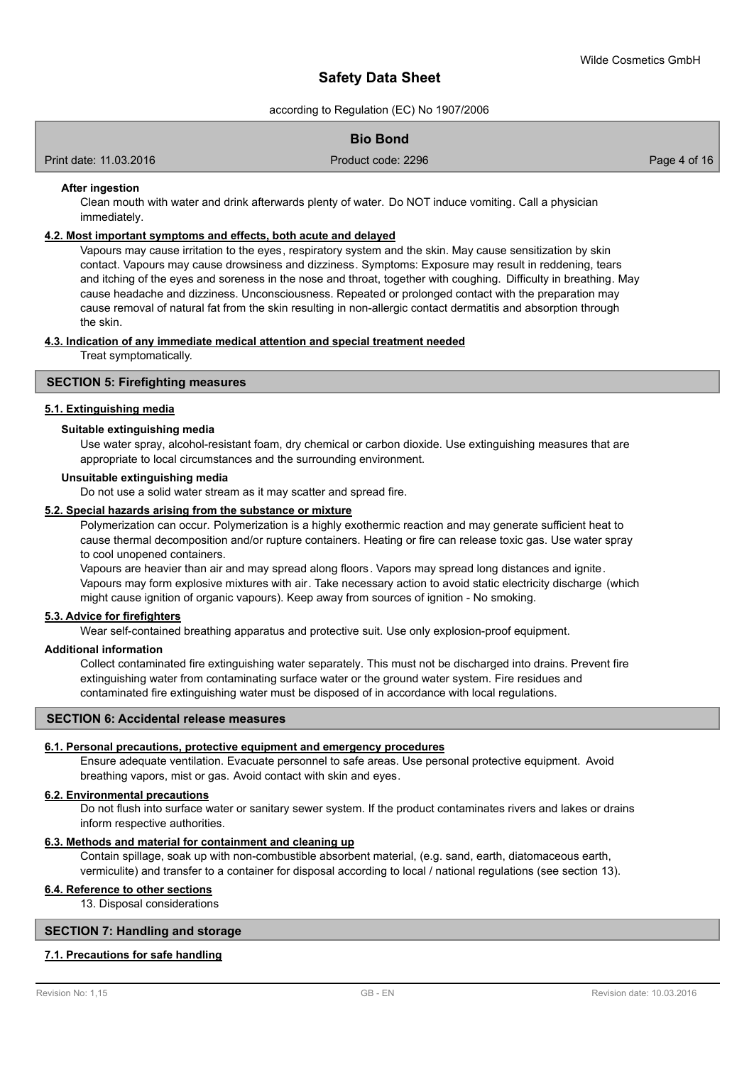### After ingestion

Clean mouth with water and drink afterwards plenty of water. Do NOT induce vomiting. Call a physician immediately.

### 4.2. Most important symptoms and effects, both acute and delayed

Vapours may cause irritation to the eyes, respiratory system and the skin. May cause sensitization by skin contact. Vapours may cause drowsiness and dizziness. Symptoms: Exposure may result in reddening, tears and itching of the eyes and soreness in the nose and throat, together with coughing. Difficulty in breathing. May cause headache and dizziness. Unconsciousness. Repeated or prolonged contact with the preparation may cause removal of natural fat from the skin resulting in non-allergic contact dermatitis and absorption through the skin.

### 4.3. Indication of any immediate medical attention and special treatment needed

Treat symptomatically.

## SECTION 5: Firefighting measures

### 5.1. Extinguishing media

#### Suitable extinguishing media

Use water spray, alcohol-resistant foam, dry chemical or carbon dioxide. Use extinguishing measures that are appropriate to local circumstances and the surrounding environment.

#### Unsuitable extinguishing media

Do not use a solid water stream as it may scatter and spread fire.

### 5.2. Special hazards arising from the substance or mixture

Polymerization can occur. Polymerization is a highly exothermic reaction and may generate sufficient heat to cause thermal decomposition and/or rupture containers. Heating or fire can release toxic gas. Use water spray to cool unopened containers.

Vapours are heavier than air and may spread along floors. Vapors may spread long distances and ignite. Vapours may form explosive mixtures with air. Take necessary action to avoid static electricity discharge (which might cause ignition of organic vapours). Keep away from sources of ignition - No smoking.

### 5.3. Advice for firefighters

Wear self-contained breathing apparatus and protective suit. Use only explosion-proof equipment.

### Additional information

Collect contaminated fire extinguishing water separately. This must not be discharged into drains. Prevent fire extinguishing water from contaminating surface water or the ground water system. Fire residues and contaminated fire extinguishing water must be disposed of in accordance with local regulations.

## SECTION 6: Accidental release measures

### 6.1. Personal precautions, protective equipment and emergency procedures

Ensure adequate ventilation. Evacuate personnel to safe areas. Use personal protective equipment. Avoid breathing vapors, mist or gas. Avoid contact with skin and eyes.

### 6.2. Environmental precautions

Do not flush into surface water or sanitary sewer system. If the product contaminates rivers and lakes or drains inform respective authorities.

### 6.3. Methods and material for containment and cleaning up

Contain spillage, soak up with non-combustible absorbent material, (e.g. sand, earth, diatomaceous earth, vermiculite) and transfer to a container for disposal according to local / national regulations (see section 13).

### 6.4. Reference to other sections

13. Disposal considerations

## SECTION 7: Handling and storage

### 7.1. Precautions for safe handling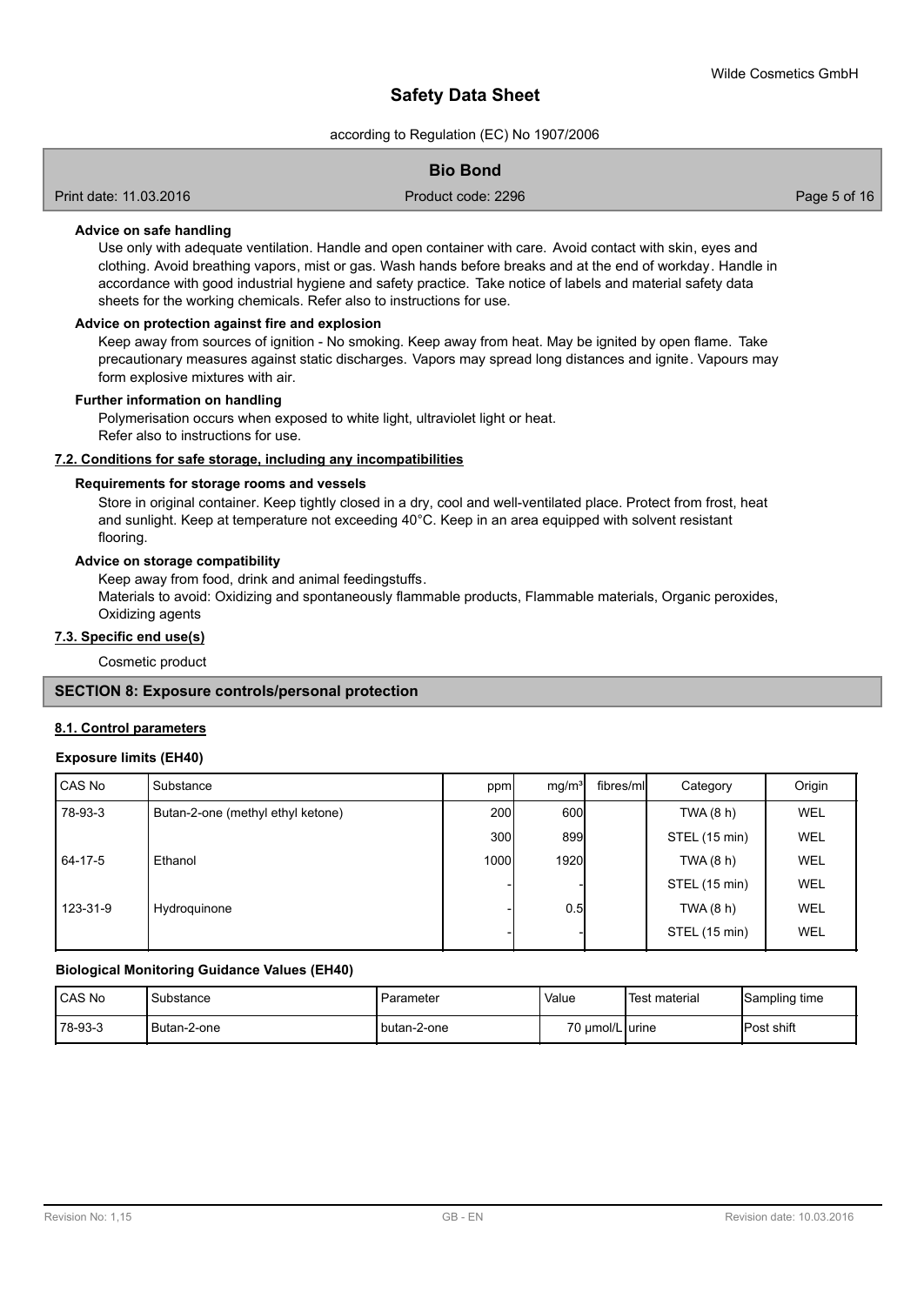#### Advice on safe handling

Use only with adequate ventilation. Handle and open container with care. Avoid contact with skin, eyes and clothing. Avoid breathing vapors, mist or gas. Wash hands before breaks and at the end of workday. Handle in accordance with good industrial hygiene and safety practice. Take notice of labels and material safety data sheets for the working chemicals. Refer also to instructions for use.

#### Advice on protection against fire and explosion

Keep away from sources of ignition - No smoking. Keep away from heat. May be ignited by open flame. Take precautionary measures against static discharges. Vapors may spread long distances and ignite. Vapours may form explosive mixtures with air.

#### Further information on handling

Polymerisation occurs when exposed to white light, ultraviolet light or heat.
Refer also to instructions for use.

### 7.2. Conditions for safe storage, including any incompatibilities

#### Requirements for storage rooms and vessels

Store in original container. Keep tightly closed in a dry, cool and well-ventilated place. Protect from frost, heat and sunlight. Keep at temperature not exceeding 40°C. Keep in an area equipped with solvent resistant flooring.

#### Advice on storage compatibility

Keep away from food, drink and animal feedingstuffs.
Materials to avoid: Oxidizing and spontaneously flammable products, Flammable materials, Organic peroxides, Oxidizing agents

### 7.3. Specific end use(s)

Cosmetic product

## SECTION 8: Exposure controls/personal protection

### 8.1. Control parameters

#### Exposure limits (EH40)

| CAS No | Substance | ppm | mg/m³ | fibres/ml | Category | Origin |
|---|---|---|---|---|---|---|
| 78-93-3 | Butan-2-one (methyl ethyl ketone) | 200 | 600 | | TWA (8 h) | WEL |
| | | 300 | 899 | | STEL (15 min) | WEL |
| 64-17-5 | Ethanol | 1000 | 1920 | | TWA (8 h) | WEL |
| | | - | - | | STEL (15 min) | WEL |
| 123-31-9 | Hydroquinone | - | 0.5 | | TWA (8 h) | WEL |
| | | - | - | | STEL (15 min) | WEL |

#### Biological Monitoring Guidance Values (EH40)

| CAS No | Substance | Parameter | Value | Test material | Sampling time |
|---|---|---|---|---|---|
| 78-93-3 | Butan-2-one | butan-2-one | 70 µmol/L | urine | Post shift |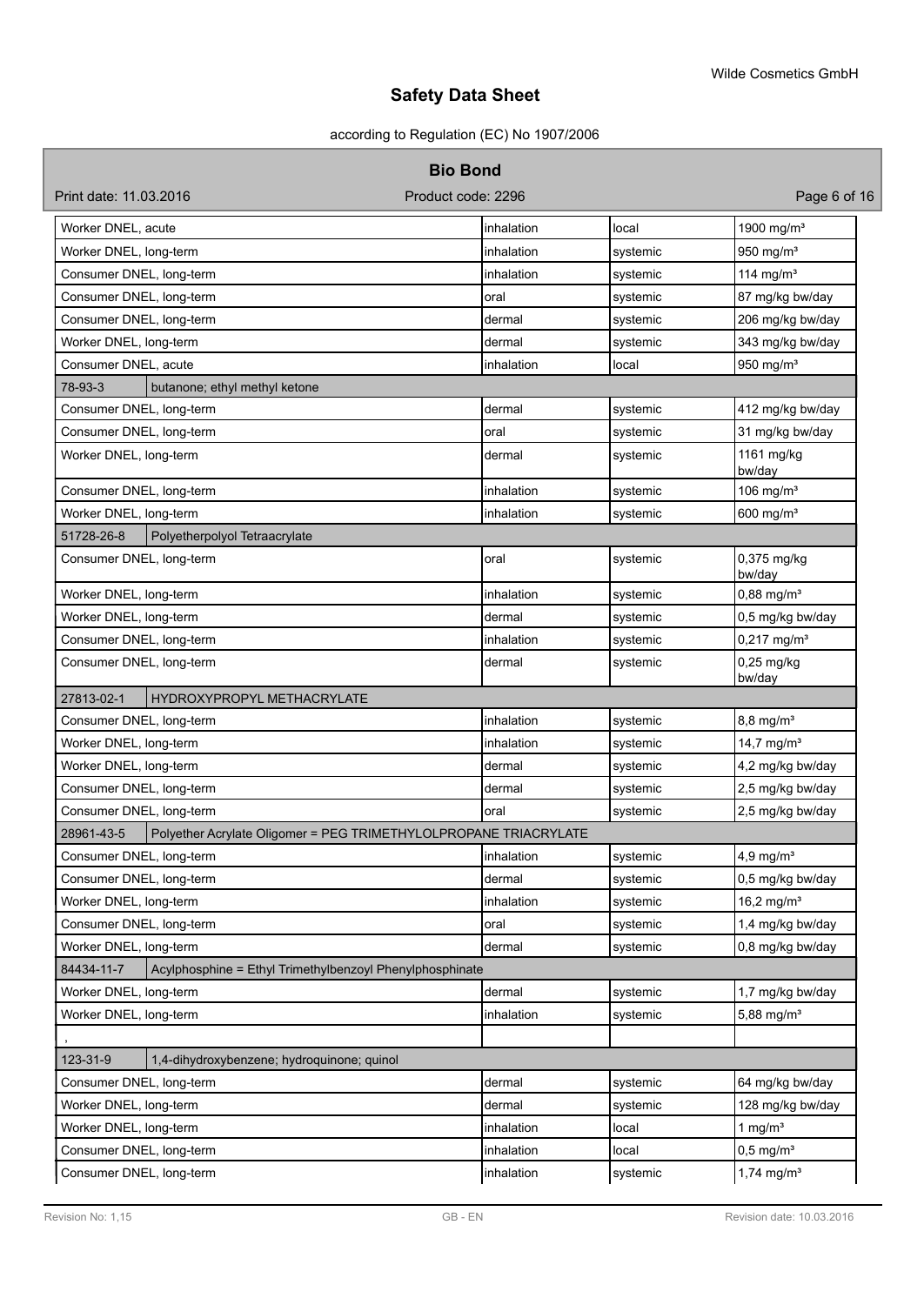| | | | | |
|---|---|---|---|---|
| Worker DNEL, acute | | inhalation | local | 1900 mg/m³ |
| Worker DNEL, long-term | | inhalation | systemic | 950 mg/m³ |
| Consumer DNEL, long-term | | inhalation | systemic | 114 mg/m³ |
| Consumer DNEL, long-term | | oral | systemic | 87 mg/kg bw/day |
| Consumer DNEL, long-term | | dermal | systemic | 206 mg/kg bw/day |
| Worker DNEL, long-term | | dermal | systemic | 343 mg/kg bw/day |
| Consumer DNEL, acute | | inhalation | local | 950 mg/m³ |
| 78-93-3 | butanone; ethyl methyl ketone | | | |
| Consumer DNEL, long-term | | dermal | systemic | 412 mg/kg bw/day |
| Consumer DNEL, long-term | | oral | systemic | 31 mg/kg bw/day |
| Worker DNEL, long-term | | dermal | systemic | 1161 mg/kg bw/day |
| Consumer DNEL, long-term | | inhalation | systemic | 106 mg/m³ |
| Worker DNEL, long-term | | inhalation | systemic | 600 mg/m³ |
| 51728-26-8 | Polyetherpolyol Tetraacrylate | | | |
| Consumer DNEL, long-term | | oral | systemic | 0,375 mg/kg bw/day |
| Worker DNEL, long-term | | inhalation | systemic | 0,88 mg/m³ |
| Worker DNEL, long-term | | dermal | systemic | 0,5 mg/kg bw/day |
| Consumer DNEL, long-term | | inhalation | systemic | 0,217 mg/m³ |
| Consumer DNEL, long-term | | dermal | systemic | 0,25 mg/kg bw/day |
| 27813-02-1 | HYDROXYPROPYL METHACRYLATE | | | |
| Consumer DNEL, long-term | | inhalation | systemic | 8,8 mg/m³ |
| Worker DNEL, long-term | | inhalation | systemic | 14,7 mg/m³ |
| Worker DNEL, long-term | | dermal | systemic | 4,2 mg/kg bw/day |
| Consumer DNEL, long-term | | dermal | systemic | 2,5 mg/kg bw/day |
| Consumer DNEL, long-term | | oral | systemic | 2,5 mg/kg bw/day |
| 28961-43-5 | Polyether Acrylate Oligomer = PEG TRIMETHYLOLPROPANE TRIACRYLATE | | | |
| Consumer DNEL, long-term | | inhalation | systemic | 4,9 mg/m³ |
| Consumer DNEL, long-term | | dermal | systemic | 0,5 mg/kg bw/day |
| Worker DNEL, long-term | | inhalation | systemic | 16,2 mg/m³ |
| Consumer DNEL, long-term | | oral | systemic | 1,4 mg/kg bw/day |
| Worker DNEL, long-term | | dermal | systemic | 0,8 mg/kg bw/day |
| 84434-11-7 | Acylphosphine = Ethyl Trimethylbenzoyl Phenylphosphinate | | | |
| Worker DNEL, long-term | | dermal | systemic | 1,7 mg/kg bw/day |
| Worker DNEL, long-term | | inhalation | systemic | 5,88 mg/m³ |
| , | | | | |
| 123-31-9 | 1,4-dihydroxybenzene; hydroquinone; quinol | | | |
| Consumer DNEL, long-term | | dermal | systemic | 64 mg/kg bw/day |
| Worker DNEL, long-term | | dermal | systemic | 128 mg/kg bw/day |
| Worker DNEL, long-term | | inhalation | local | 1 mg/m³ |
| Consumer DNEL, long-term | | inhalation | local | 0,5 mg/m³ |
| Consumer DNEL, long-term | | inhalation | systemic | 1,74 mg/m³ |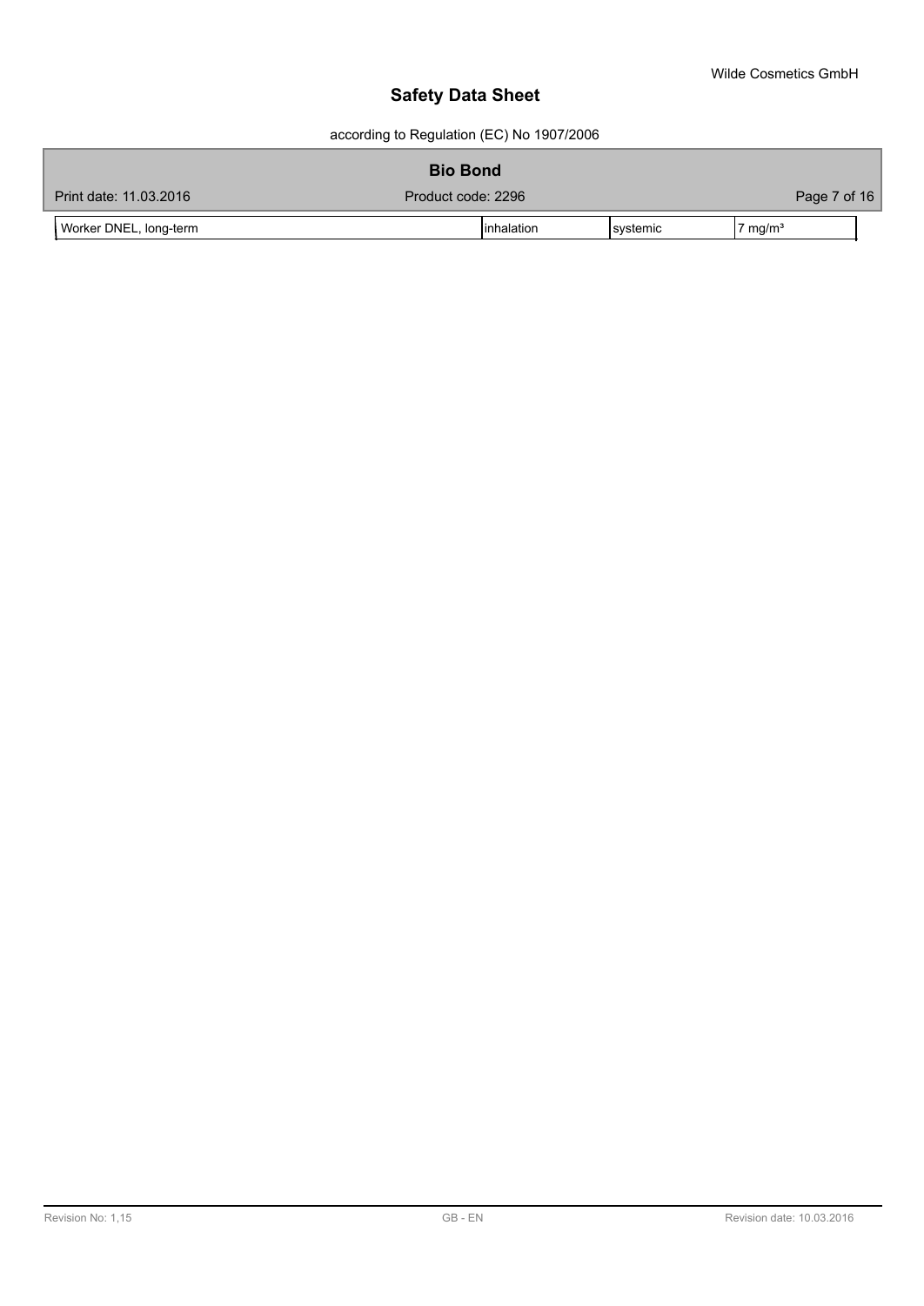| Worker DNEL, long-term | inhalation | systemic | 7 mg/m³ |
|---|---|---|---|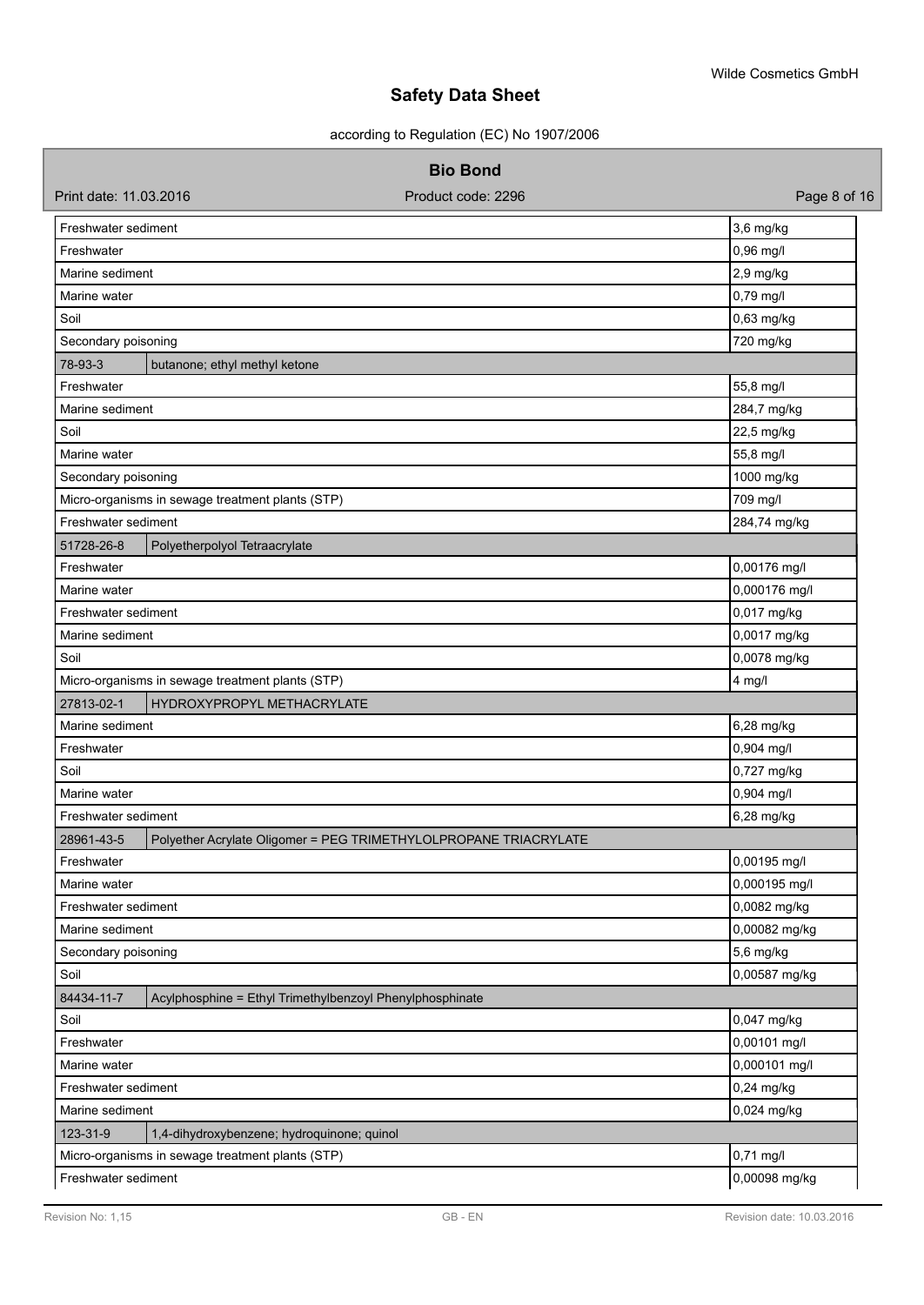| | | |
|---|---|---|
| Freshwater sediment | | 3,6 mg/kg |
| Freshwater | | 0,96 mg/l |
| Marine sediment | | 2,9 mg/kg |
| Marine water | | 0,79 mg/l |
| Soil | | 0,63 mg/kg |
| Secondary poisoning | | 720 mg/kg |
| 78-93-3 | butanone; ethyl methyl ketone | |
| Freshwater | | 55,8 mg/l |
| Marine sediment | | 284,7 mg/kg |
| Soil | | 22,5 mg/kg |
| Marine water | | 55,8 mg/l |
| Secondary poisoning | | 1000 mg/kg |
| Micro-organisms in sewage treatment plants (STP) | | 709 mg/l |
| Freshwater sediment | | 284,74 mg/kg |
| 51728-26-8 | Polyetherpolyol Tetraacrylate | |
| Freshwater | | 0,00176 mg/l |
| Marine water | | 0,000176 mg/l |
| Freshwater sediment | | 0,017 mg/kg |
| Marine sediment | | 0,0017 mg/kg |
| Soil | | 0,0078 mg/kg |
| Micro-organisms in sewage treatment plants (STP) | | 4 mg/l |
| 27813-02-1 | HYDROXYPROPYL METHACRYLATE | |
| Marine sediment | | 6,28 mg/kg |
| Freshwater | | 0,904 mg/l |
| Soil | | 0,727 mg/kg |
| Marine water | | 0,904 mg/l |
| Freshwater sediment | | 6,28 mg/kg |
| 28961-43-5 | Polyether Acrylate Oligomer = PEG TRIMETHYLOLPROPANE TRIACRYLATE | |
| Freshwater | | 0,00195 mg/l |
| Marine water | | 0,000195 mg/l |
| Freshwater sediment | | 0,0082 mg/kg |
| Marine sediment | | 0,00082 mg/kg |
| Secondary poisoning | | 5,6 mg/kg |
| Soil | | 0,00587 mg/kg |
| 84434-11-7 | Acylphosphine = Ethyl Trimethylbenzoyl Phenylphosphinate | |
| Soil | | 0,047 mg/kg |
| Freshwater | | 0,00101 mg/l |
| Marine water | | 0,000101 mg/l |
| Freshwater sediment | | 0,24 mg/kg |
| Marine sediment | | 0,024 mg/kg |
| 123-31-9 | 1,4-dihydroxybenzene; hydroquinone; quinol | |
| Micro-organisms in sewage treatment plants (STP) | | 0,71 mg/l |
| Freshwater sediment | | 0,00098 mg/kg |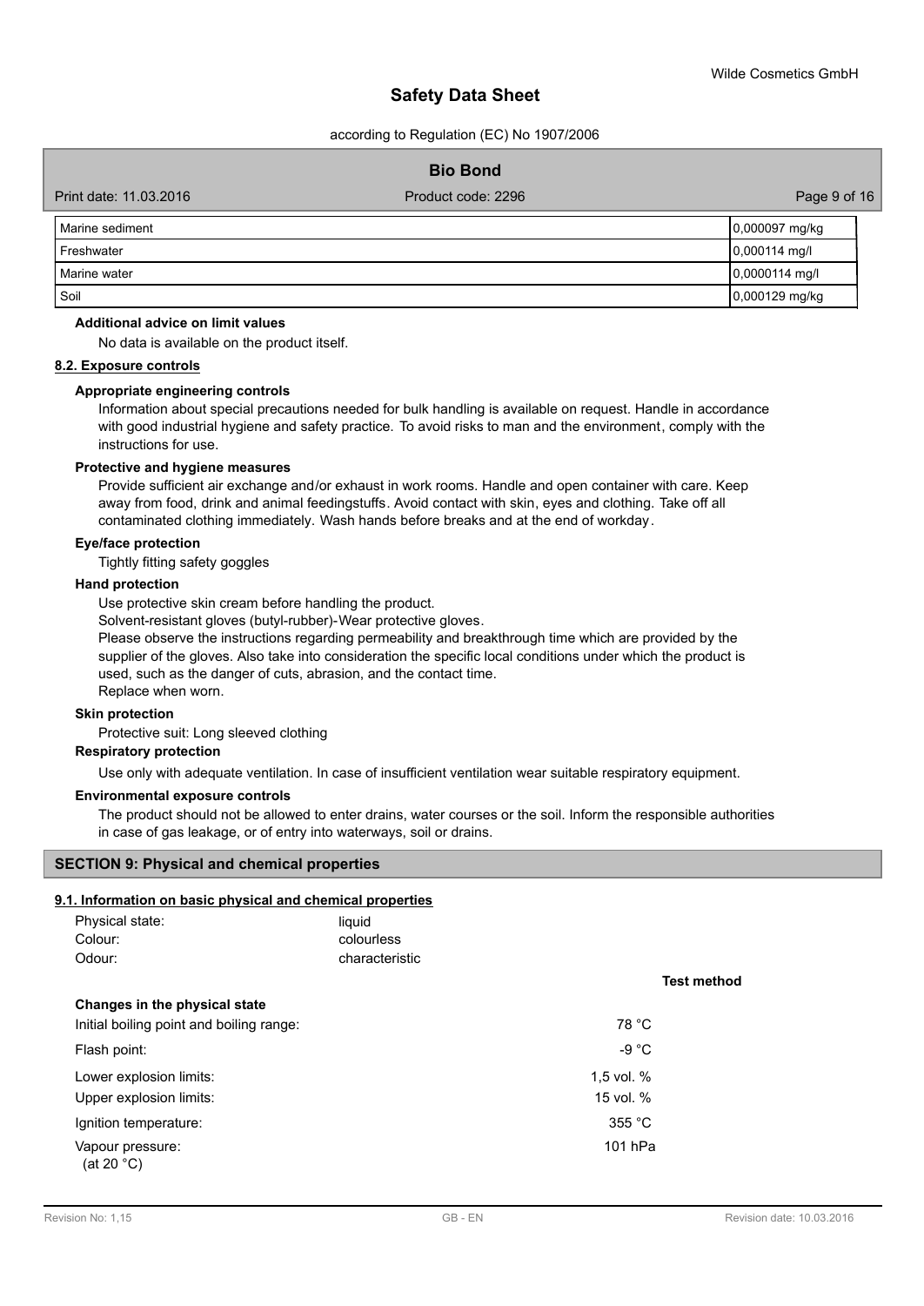| | |
|---|---|
| Marine sediment | 0,000097 mg/kg |
| Freshwater | 0,000114 mg/l |
| Marine water | 0,0000114 mg/l |
| Soil | 0,000129 mg/kg |

**Additional advice on limit values**

No data is available on the product itself.

### 8.2. Exposure controls

**Appropriate engineering controls**

Information about special precautions needed for bulk handling is available on request. Handle in accordance with good industrial hygiene and safety practice. To avoid risks to man and the environment, comply with the instructions for use.

**Protective and hygiene measures**

Provide sufficient air exchange and/or exhaust in work rooms. Handle and open container with care. Keep away from food, drink and animal feedingstuffs. Avoid contact with skin, eyes and clothing. Take off all contaminated clothing immediately. Wash hands before breaks and at the end of workday.

**Eye/face protection**

Tightly fitting safety goggles

**Hand protection**

Use protective skin cream before handling the product.
Solvent-resistant gloves (butyl-rubber)-Wear protective gloves.
Please observe the instructions regarding permeability and breakthrough time which are provided by the supplier of the gloves. Also take into consideration the specific local conditions under which the product is used, such as the danger of cuts, abrasion, and the contact time.
Replace when worn.

**Skin protection**

Protective suit: Long sleeved clothing

**Respiratory protection**

Use only with adequate ventilation. In case of insufficient ventilation wear suitable respiratory equipment.

**Environmental exposure controls**

The product should not be allowed to enter drains, water courses or the soil. Inform the responsible authorities in case of gas leakage, or of entry into waterways, soil or drains.

## SECTION 9: Physical and chemical properties

### 9.1. Information on basic physical and chemical properties

| | | |
|---|---|---|
| Physical state: | liquid | |
| Colour: | colourless | |
| Odour: | characteristic | |
| | | **Test method** |
| **Changes in the physical state** | | |
| Initial boiling point and boiling range: | 78 °C | |
| Flash point: | -9 °C | |
| Lower explosion limits: | 1,5 vol. % | |
| Upper explosion limits: | 15 vol. % | |
| Ignition temperature: | 355 °C | |
| Vapour pressure: (at 20 °C) | 101 hPa | |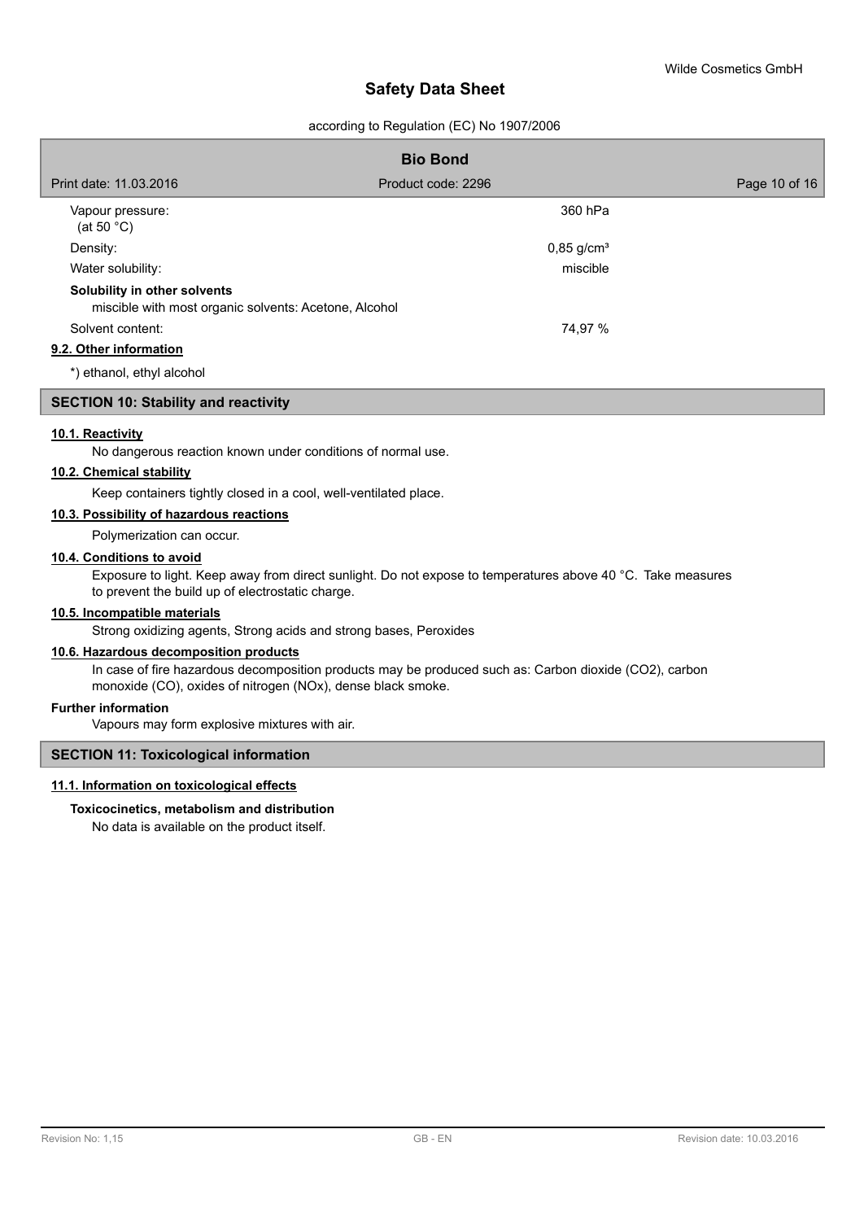| | |
|---|---|
| Vapour pressure: (at 50 °C) | 360 hPa |
| Density: | 0,85 g/cm³ |
| Water solubility: | miscible |

**Solubility in other solvents**

miscible with most organic solvents: Acetone, Alcohol

| | |
|---|---|
| Solvent content: | 74,97 % |

### 9.2. Other information

*) ethanol, ethyl alcohol

## SECTION 10: Stability and reactivity

### 10.1. Reactivity

No dangerous reaction known under conditions of normal use.

### 10.2. Chemical stability

Keep containers tightly closed in a cool, well-ventilated place.

### 10.3. Possibility of hazardous reactions

Polymerization can occur.

### 10.4. Conditions to avoid

Exposure to light. Keep away from direct sunlight. Do not expose to temperatures above 40 °C. Take measures to prevent the build up of electrostatic charge.

### 10.5. Incompatible materials

Strong oxidizing agents, Strong acids and strong bases, Peroxides

### 10.6. Hazardous decomposition products

In case of fire hazardous decomposition products may be produced such as: Carbon dioxide ($CO_2$), carbon monoxide (CO), oxides of nitrogen ($NO_x$), dense black smoke.

**Further information**

Vapours may form explosive mixtures with air.

## SECTION 11: Toxicological information

### 11.1. Information on toxicological effects

**Toxicocinetics, metabolism and distribution**

No data is available on the product itself.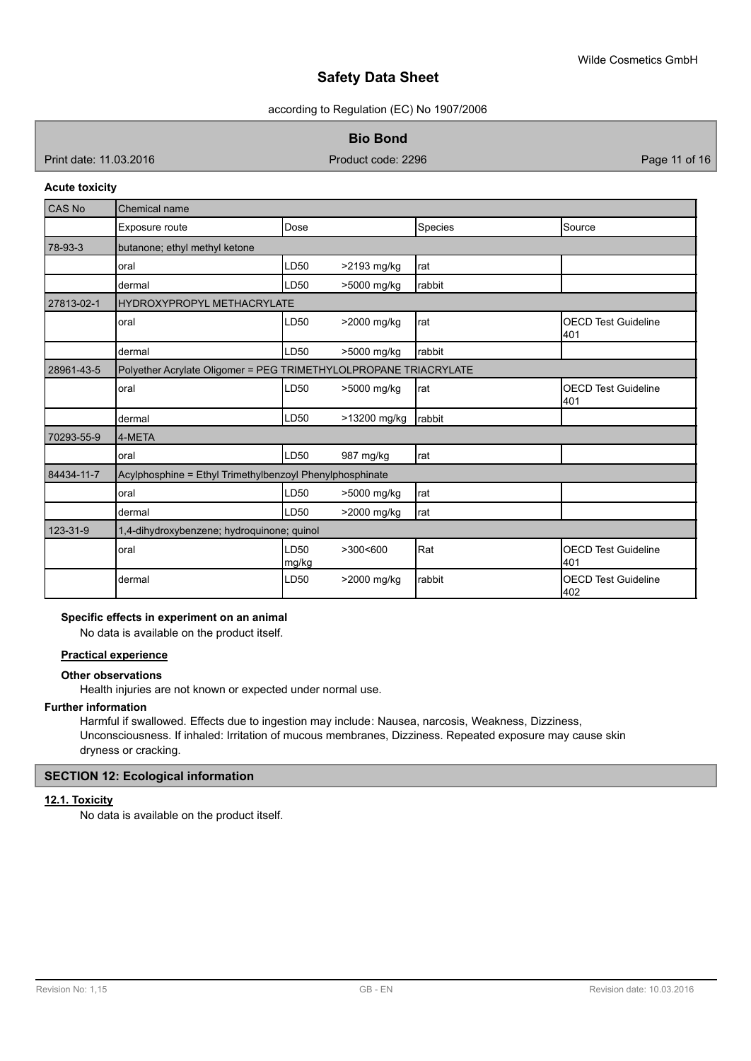**Acute toxicity**

| CAS No | Chemical name | | | | |
| --- | --- | --- | --- | --- | --- |
| | Exposure route | Dose | | Species | Source |
| 78-93-3 | butanone; ethyl methyl ketone | | | | |
| | oral | LD50 | >2193 mg/kg | rat | |
| | dermal | LD50 | >5000 mg/kg | rabbit | |
| 27813-02-1 | HYDROXYPROPYL METHACRYLATE | | | | |
| | oral | LD50 | >2000 mg/kg | rat | OECD Test Guideline 401 |
| | dermal | LD50 | >5000 mg/kg | rabbit | |
| 28961-43-5 | Polyether Acrylate Oligomer = PEG TRIMETHYLOLPROPANE TRIACRYLATE | | | | |
| | oral | LD50 | >5000 mg/kg | rat | OECD Test Guideline 401 |
| | dermal | LD50 | >13200 mg/kg | rabbit | |
| 70293-55-9 | 4-META | | | | |
| | oral | LD50 | 987 mg/kg | rat | |
| 84434-11-7 | Acylphosphine = Ethyl Trimethylbenzoyl Phenylphosphinate | | | | |
| | oral | LD50 | >5000 mg/kg | rat | |
| | dermal | LD50 | >2000 mg/kg | rat | |
| 123-31-9 | 1,4-dihydroxybenzene; hydroquinone; quinol | | | | |
| | oral | LD50 mg/kg | >300<600 | Rat | OECD Test Guideline 401 |
| | dermal | LD50 | >2000 mg/kg | rabbit | OECD Test Guideline 402 |

**Specific effects in experiment on an animal**

No data is available on the product itself.

**Practical experience**

**Other observations**

Health injuries are not known or expected under normal use.

**Further information**

Harmful if swallowed. Effects due to ingestion may include: Nausea, narcosis, Weakness, Dizziness, Unconsciousness. If inhaled: Irritation of mucous membranes, Dizziness. Repeated exposure may cause skin dryness or cracking.

## SECTION 12: Ecological information

### 12.1. Toxicity

No data is available on the product itself.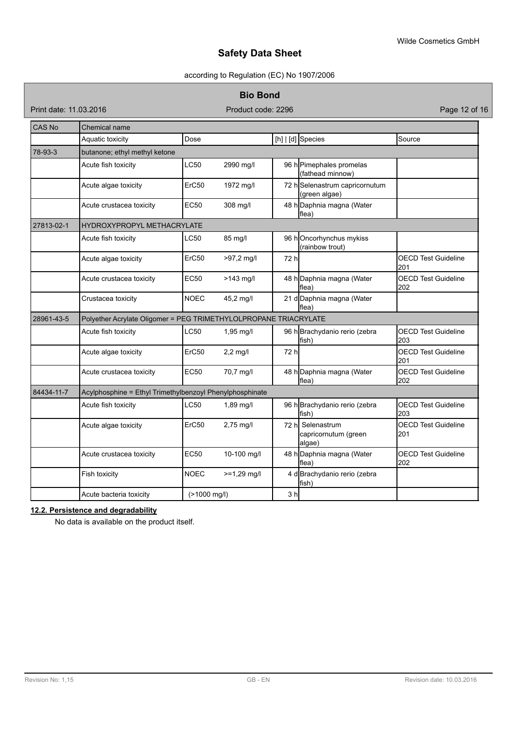| CAS No | Chemical name | | | | | |
|---|---|---|---|---|---|---|
| | Aquatic toxicity | Dose | | [h] \| [d] | Species | Source |
| 78-93-3 | butanone; ethyl methyl ketone | | | | | |
| | Acute fish toxicity | LC50 | 2990 mg/l | 96 h | Pimephales promelas (fathead minnow) | |
| | Acute algae toxicity | ErC50 | 1972 mg/l | 72 h | Selenastrum capricornutum (green algae) | |
| | Acute crustacea toxicity | EC50 | 308 mg/l | 48 h | Daphnia magna (Water flea) | |
| 27813-02-1 | HYDROXYPROPYL METHACRYLATE | | | | | |
| | Acute fish toxicity | LC50 | 85 mg/l | 96 h | Oncorhynchus mykiss (rainbow trout) | |
| | Acute algae toxicity | ErC50 | >97,2 mg/l | 72 h | | OECD Test Guideline 201 |
| | Acute crustacea toxicity | EC50 | >143 mg/l | 48 h | Daphnia magna (Water flea) | OECD Test Guideline 202 |
| | Crustacea toxicity | NOEC | 45,2 mg/l | 21 d | Daphnia magna (Water flea) | |
| 28961-43-5 | Polyether Acrylate Oligomer = PEG TRIMETHYLOLPROPANE TRIACRYLATE | | | | | |
| | Acute fish toxicity | LC50 | 1,95 mg/l | 96 h | Brachydanio rerio (zebra fish) | OECD Test Guideline 203 |
| | Acute algae toxicity | ErC50 | 2,2 mg/l | 72 h | | OECD Test Guideline 201 |
| | Acute crustacea toxicity | EC50 | 70,7 mg/l | 48 h | Daphnia magna (Water flea) | OECD Test Guideline 202 |
| 84434-11-7 | Acylphosphine = Ethyl Trimethylbenzoyl Phenylphosphinate | | | | | |
| | Acute fish toxicity | LC50 | 1,89 mg/l | 96 h | Brachydanio rerio (zebra fish) | OECD Test Guideline 203 |
| | Acute algae toxicity | ErC50 | 2,75 mg/l | 72 h | Selenastrum capricornutum (green algae) | OECD Test Guideline 201 |
| | Acute crustacea toxicity | EC50 | 10-100 mg/l | 48 h | Daphnia magna (Water flea) | OECD Test Guideline 202 |
| | Fish toxicity | NOEC | >=1,29 mg/l | 4 d | Brachydanio rerio (zebra fish) | |
| | Acute bacteria toxicity | (>1000 mg/l) | | 3 h | | |

**12.2. Persistence and degradability**

No data is available on the product itself.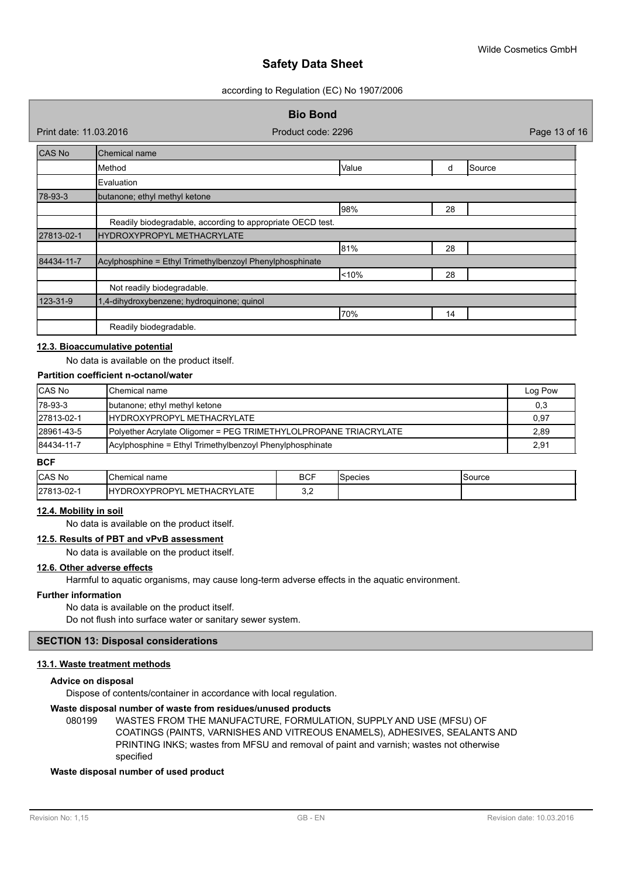| CAS No | Chemical name | | | |
|---|---|---|---|---|
| | Method | Value | d | Source |
| | Evaluation | | | |
| 78-93-3 | butanone; ethyl methyl ketone | | | |
| | | 98% | 28 | |
| | Readily biodegradable, according to appropriate OECD test. | | | |
| 27813-02-1 | HYDROXYPROPYL METHACRYLATE | | | |
| | | 81% | 28 | |
| 84434-11-7 | Acylphosphine = Ethyl Trimethylbenzoyl Phenylphosphinate | | | |
| | | <10% | 28 | |
| | Not readily biodegradable. | | | |
| 123-31-9 | 1,4-dihydroxybenzene; hydroquinone; quinol | | | |
| | | 70% | 14 | |
| | Readily biodegradable. | | | |

### 12.3. Bioaccumulative potential

No data is available on the product itself.

**Partition coefficient n-octanol/water**

| CAS No | Chemical name | Log Pow |
|---|---|---|
| 78-93-3 | butanone; ethyl methyl ketone | 0,3 |
| 27813-02-1 | HYDROXYPROPYL METHACRYLATE | 0,97 |
| 28961-43-5 | Polyether Acrylate Oligomer = PEG TRIMETHYLOLPROPANE TRIACRYLATE | 2,89 |
| 84434-11-7 | Acylphosphine = Ethyl Trimethylbenzoyl Phenylphosphinate | 2,91 |

**BCF**

| CAS No | Chemical name | BCF | Species | Source |
|---|---|---|---|---|
| 27813-02-1 | HYDROXYPROPYL METHACRYLATE | 3,2 | | |

### 12.4. Mobility in soil

No data is available on the product itself.

### 12.5. Results of PBT and vPvB assessment

No data is available on the product itself.

### 12.6. Other adverse effects

Harmful to aquatic organisms, may cause long-term adverse effects in the aquatic environment.

**Further information**

No data is available on the product itself.
Do not flush into surface water or sanitary sewer system.

## SECTION 13: Disposal considerations

### 13.1. Waste treatment methods

**Advice on disposal**

Dispose of contents/container in accordance with local regulation.

**Waste disposal number of waste from residues/unused products**

080199 WASTES FROM THE MANUFACTURE, FORMULATION, SUPPLY AND USE (MFSU) OF COATINGS (PAINTS, VARNISHES AND VITREOUS ENAMELS), ADHESIVES, SEALANTS AND PRINTING INKS; wastes from MFSU and removal of paint and varnish; wastes not otherwise specified

**Waste disposal number of used product**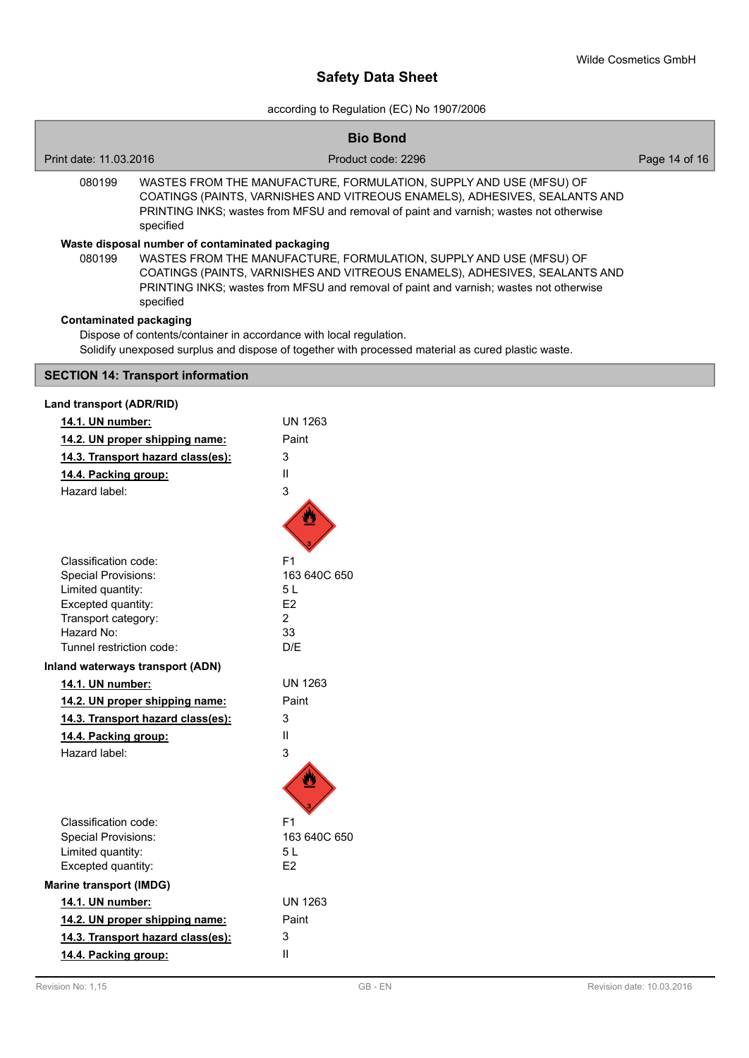080199 WASTES FROM THE MANUFACTURE, FORMULATION, SUPPLY AND USE (MFSU) OF COATINGS (PAINTS, VARNISHES AND VITREOUS ENAMELS), ADHESIVES, SEALANTS AND PRINTING INKS; wastes from MFSU and removal of paint and varnish; wastes not otherwise specified

**Waste disposal number of contaminated packaging**

080199 WASTES FROM THE MANUFACTURE, FORMULATION, SUPPLY AND USE (MFSU) OF COATINGS (PAINTS, VARNISHES AND VITREOUS ENAMELS), ADHESIVES, SEALANTS AND PRINTING INKS; wastes from MFSU and removal of paint and varnish; wastes not otherwise specified

**Contaminated packaging**

Dispose of contents/container in accordance with local regulation.
Solidify unexposed surplus and dispose of together with processed material as cured plastic waste.

## SECTION 14: Transport information

**Land transport (ADR/RID)**

| | |
|---|---|
| **14.1. UN number:** | UN 1263 |
| **14.2. UN proper shipping name:** | Paint |
| **14.3. Transport hazard class(es):** | 3 |
| **14.4. Packing group:** | II |
| Hazard label: | 3 |
| Classification code: | F1 |
| Special Provisions: | 163 640C 650 |
| Limited quantity: | 5 L |
| Excepted quantity: | E2 |
| Transport category: | 2 |
| Hazard No: | 33 |
| Tunnel restriction code: | D/E |

**Inland waterways transport (ADN)**

| | |
|---|---|
| **14.1. UN number:** | UN 1263 |
| **14.2. UN proper shipping name:** | Paint |
| **14.3. Transport hazard class(es):** | 3 |
| **14.4. Packing group:** | II |
| Hazard label: | 3 |
| Classification code: | F1 |
| Special Provisions: | 163 640C 650 |
| Limited quantity: | 5 L |
| Excepted quantity: | E2 |

**Marine transport (IMDG)**

| | |
|---|---|
| **14.1. UN number:** | UN 1263 |
| **14.2. UN proper shipping name:** | Paint |
| **14.3. Transport hazard class(es):** | 3 |
| **14.4. Packing group:** | II |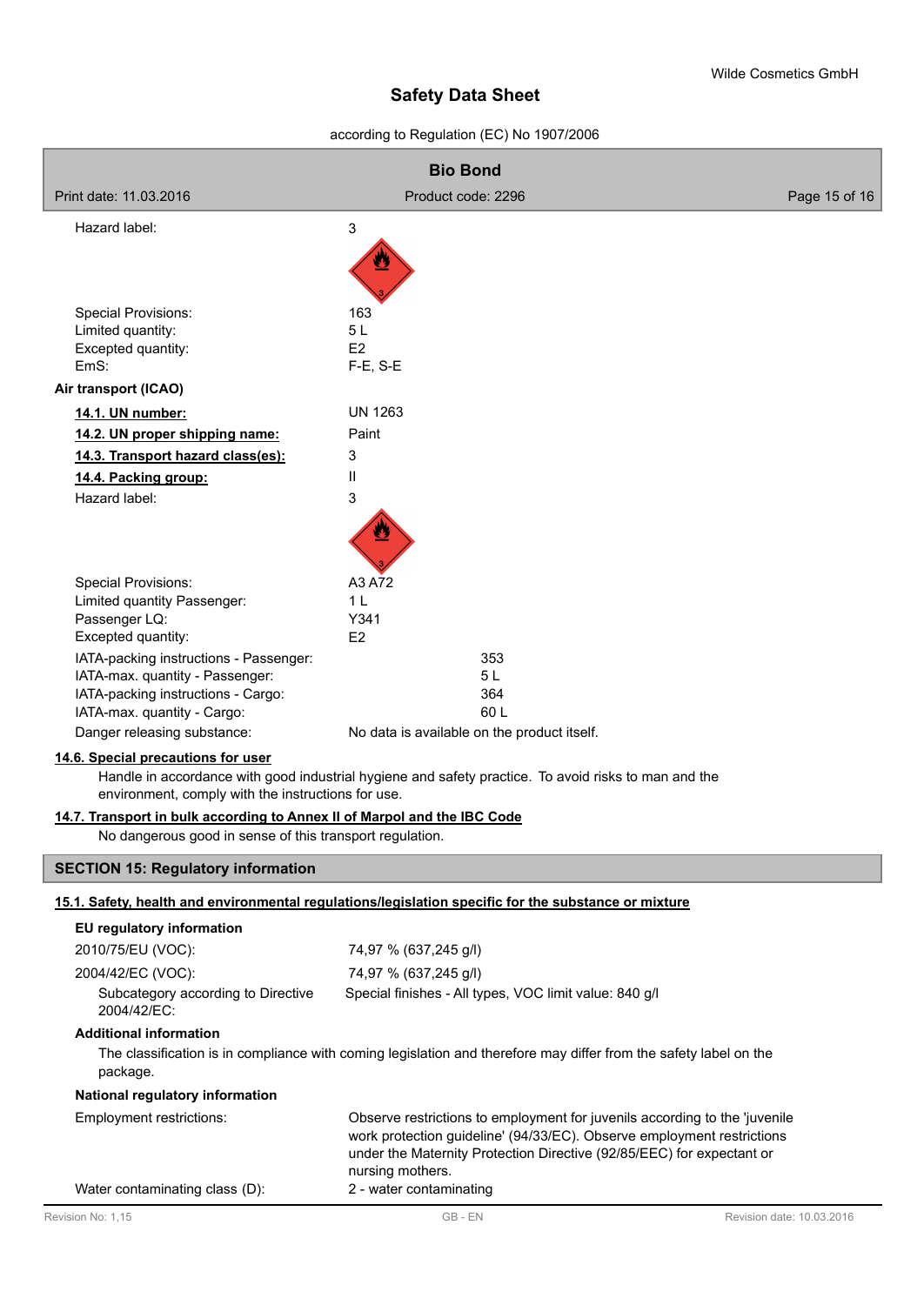| | |
|---|---|
| Hazard label: | 3 |
| Special Provisions: | 163 |
| Limited quantity: | 5 L |
| Excepted quantity: | E2 |
| EmS: | F-E, S-E |

**Air transport (ICAO)**

| | |
|---|---|
| **14.1. UN number:** | UN 1263 |
| **14.2. UN proper shipping name:** | Paint |
| **14.3. Transport hazard class(es):** | 3 |
| **14.4. Packing group:** | II |
| Hazard label: | 3 |
| Special Provisions: | A3 A72 |
| Limited quantity Passenger: | 1 L |
| Passenger LQ: | Y341 |
| Excepted quantity: | E2 |
| IATA-packing instructions - Passenger: | 353 |
| IATA-max. quantity - Passenger: | 5 L |
| IATA-packing instructions - Cargo: | 364 |
| IATA-max. quantity - Cargo: | 60 L |
| Danger releasing substance: | No data is available on the product itself. |

**14.6. Special precautions for user**

Handle in accordance with good industrial hygiene and safety practice. To avoid risks to man and the environment, comply with the instructions for use.

**14.7. Transport in bulk according to Annex II of Marpol and the IBC Code**

No dangerous good in sense of this transport regulation.

## SECTION 15: Regulatory information

**15.1. Safety, health and environmental regulations/legislation specific for the substance or mixture**

**EU regulatory information**

| | |
|---|---|
| 2010/75/EU (VOC): | 74,97 % (637,245 g/l) |
| 2004/42/EC (VOC): | 74,97 % (637,245 g/l) |
| Subcategory according to Directive 2004/42/EC: | Special finishes - All types, VOC limit value: 840 g/l |

**Additional information**

The classification is in compliance with coming legislation and therefore may differ from the safety label on the package.

**National regulatory information**

| | |
|---|---|
| Employment restrictions: | Observe restrictions to employment for juvenils according to the 'juvenile work protection guideline' (94/33/EC). Observe employment restrictions under the Maternity Protection Directive (92/85/EEC) for expectant or nursing mothers. |
| Water contaminating class (D): | 2 - water contaminating |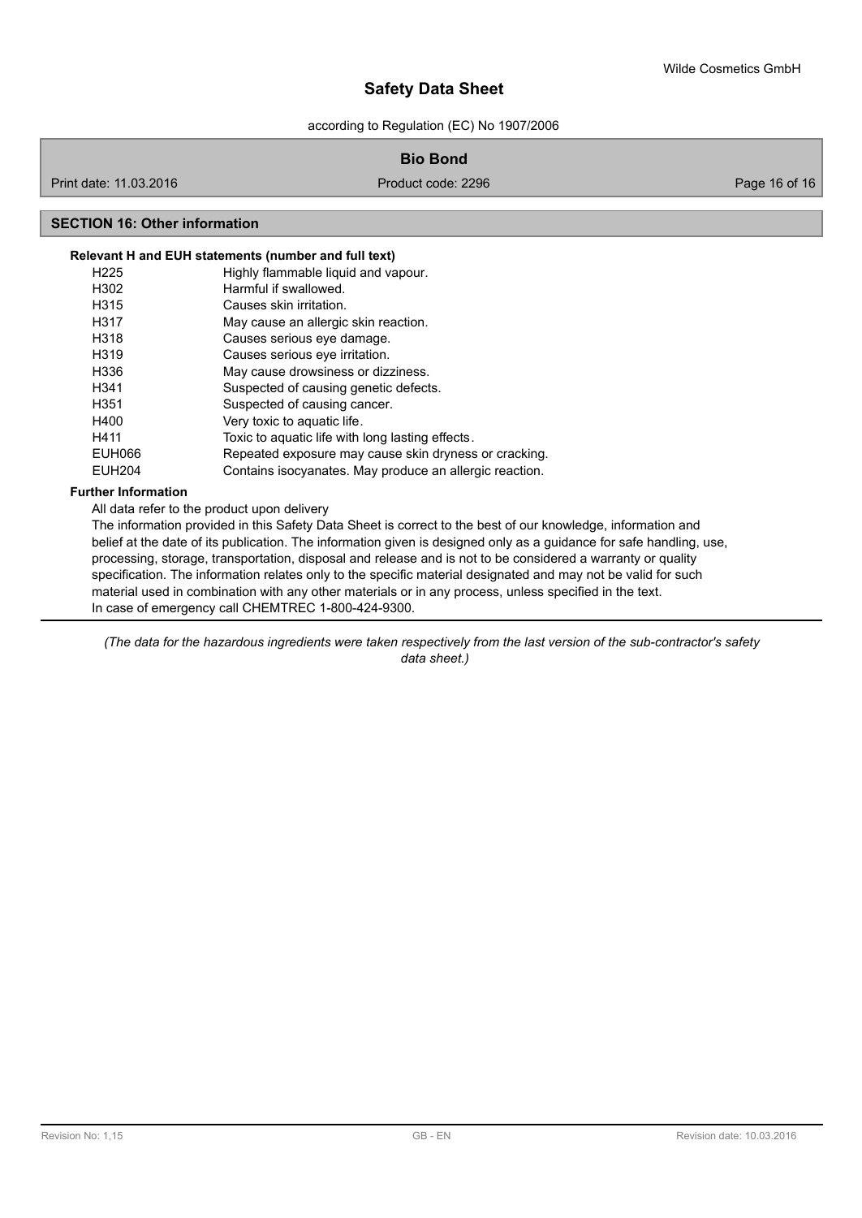## SECTION 16: Other information

**Relevant H and EUH statements (number and full text)**

| | |
|---|---|
| H225 | Highly flammable liquid and vapour. |
| H302 | Harmful if swallowed. |
| H315 | Causes skin irritation. |
| H317 | May cause an allergic skin reaction. |
| H318 | Causes serious eye damage. |
| H319 | Causes serious eye irritation. |
| H336 | May cause drowsiness or dizziness. |
| H341 | Suspected of causing genetic defects. |
| H351 | Suspected of causing cancer. |
| H400 | Very toxic to aquatic life. |
| H411 | Toxic to aquatic life with long lasting effects. |
| EUH066 | Repeated exposure may cause skin dryness or cracking. |
| EUH204 | Contains isocyanates. May produce an allergic reaction. |

**Further Information**

All data refer to the product upon delivery

The information provided in this Safety Data Sheet is correct to the best of our knowledge, information and belief at the date of its publication. The information given is designed only as a guidance for safe handling, use, processing, storage, transportation, disposal and release and is not to be considered a warranty or quality specification. The information relates only to the specific material designated and may not be valid for such material used in combination with any other materials or in any process, unless specified in the text.

In case of emergency call CHEMTREC 1-800-424-9300.

*(The data for the hazardous ingredients were taken respectively from the last version of the sub-contractor's safety data sheet.)*